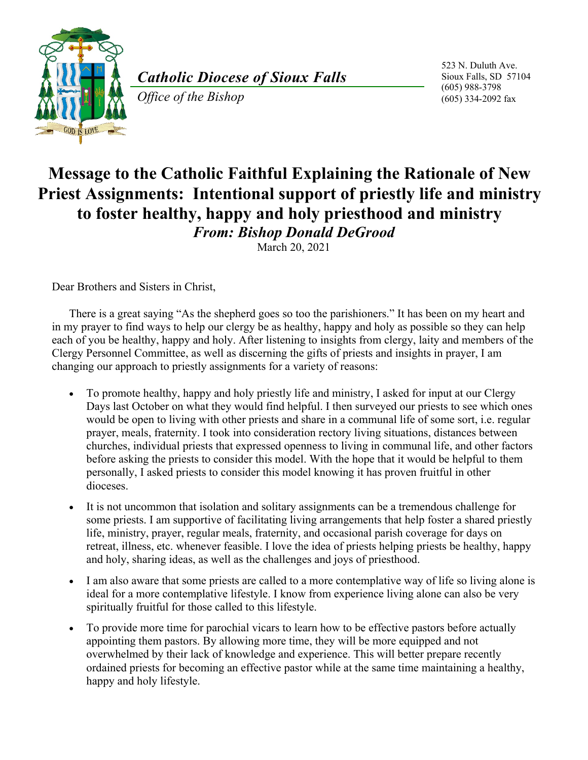*Catholic Diocese of Sioux Falls*

*Office of the Bishop*

523 N. Duluth Ave.
Sioux Falls, SD 57104
(605) 988-3798
(605) 334-2092 fax

# Message to the Catholic Faithful Explaining the Rationale of New Priest Assignments: Intentional support of priestly life and ministry to foster healthy, happy and holy priesthood and ministry

***From: Bishop Donald DeGrood***

March 20, 2021

Dear Brothers and Sisters in Christ,

There is a great saying "As the shepherd goes so too the parishioners." It has been on my heart and in my prayer to find ways to help our clergy be as healthy, happy and holy as possible so they can help each of you be healthy, happy and holy. After listening to insights from clergy, laity and members of the Clergy Personnel Committee, as well as discerning the gifts of priests and insights in prayer, I am changing our approach to priestly assignments for a variety of reasons:

- To promote healthy, happy and holy priestly life and ministry, I asked for input at our Clergy Days last October on what they would find helpful. I then surveyed our priests to see which ones would be open to living with other priests and share in a communal life of some sort, i.e. regular prayer, meals, fraternity. I took into consideration rectory living situations, distances between churches, individual priests that expressed openness to living in communal life, and other factors before asking the priests to consider this model. With the hope that it would be helpful to them personally, I asked priests to consider this model knowing it has proven fruitful in other dioceses.
- It is not uncommon that isolation and solitary assignments can be a tremendous challenge for some priests. I am supportive of facilitating living arrangements that help foster a shared priestly life, ministry, prayer, regular meals, fraternity, and occasional parish coverage for days on retreat, illness, etc. whenever feasible. I love the idea of priests helping priests be healthy, happy and holy, sharing ideas, as well as the challenges and joys of priesthood.
- I am also aware that some priests are called to a more contemplative way of life so living alone is ideal for a more contemplative lifestyle. I know from experience living alone can also be very spiritually fruitful for those called to this lifestyle.
- To provide more time for parochial vicars to learn how to be effective pastors before actually appointing them pastors. By allowing more time, they will be more equipped and not overwhelmed by their lack of knowledge and experience. This will better prepare recently ordained priests for becoming an effective pastor while at the same time maintaining a healthy, happy and holy lifestyle.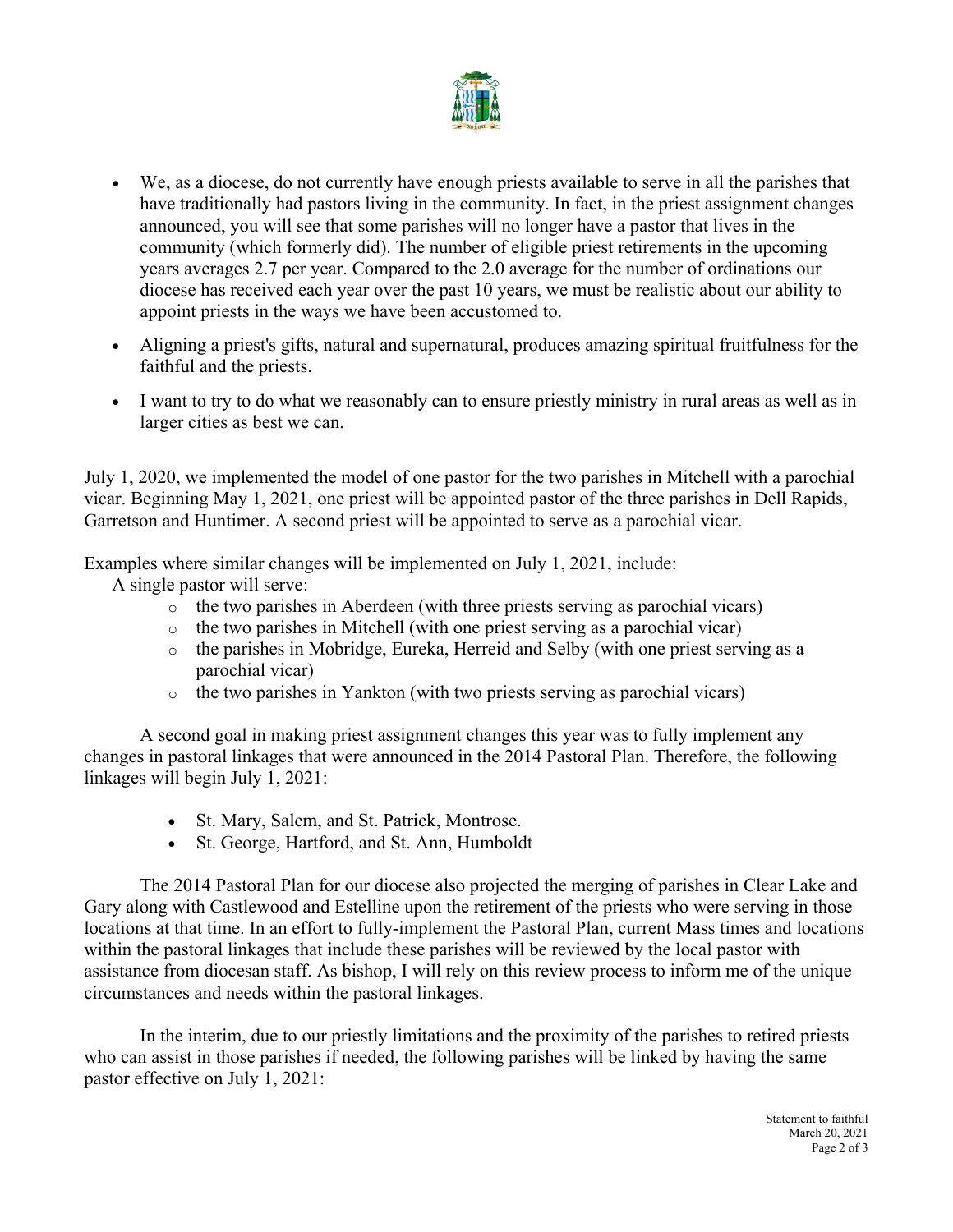- We, as a diocese, do not currently have enough priests available to serve in all the parishes that have traditionally had pastors living in the community. In fact, in the priest assignment changes announced, you will see that some parishes will no longer have a pastor that lives in the community (which formerly did). The number of eligible priest retirements in the upcoming years averages 2.7 per year. Compared to the 2.0 average for the number of ordinations our diocese has received each year over the past 10 years, we must be realistic about our ability to appoint priests in the ways we have been accustomed to.
- Aligning a priest's gifts, natural and supernatural, produces amazing spiritual fruitfulness for the faithful and the priests.
- I want to try to do what we reasonably can to ensure priestly ministry in rural areas as well as in larger cities as best we can.

July 1, 2020, we implemented the model of one pastor for the two parishes in Mitchell with a parochial vicar. Beginning May 1, 2021, one priest will be appointed pastor of the three parishes in Dell Rapids, Garretson and Huntimer. A second priest will be appointed to serve as a parochial vicar.

Examples where similar changes will be implemented on July 1, 2021, include:

A single pastor will serve:

- the two parishes in Aberdeen (with three priests serving as parochial vicars)
- the two parishes in Mitchell (with one priest serving as a parochial vicar)
- the parishes in Mobridge, Eureka, Herreid and Selby (with one priest serving as a parochial vicar)
- the two parishes in Yankton (with two priests serving as parochial vicars)

A second goal in making priest assignment changes this year was to fully implement any changes in pastoral linkages that were announced in the 2014 Pastoral Plan. Therefore, the following linkages will begin July 1, 2021:

- St. Mary, Salem, and St. Patrick, Montrose.
- St. George, Hartford, and St. Ann, Humboldt

The 2014 Pastoral Plan for our diocese also projected the merging of parishes in Clear Lake and Gary along with Castlewood and Estelline upon the retirement of the priests who were serving in those locations at that time. In an effort to fully-implement the Pastoral Plan, current Mass times and locations within the pastoral linkages that include these parishes will be reviewed by the local pastor with assistance from diocesan staff. As bishop, I will rely on this review process to inform me of the unique circumstances and needs within the pastoral linkages.

In the interim, due to our priestly limitations and the proximity of the parishes to retired priests who can assist in those parishes if needed, the following parishes will be linked by having the same pastor effective on July 1, 2021: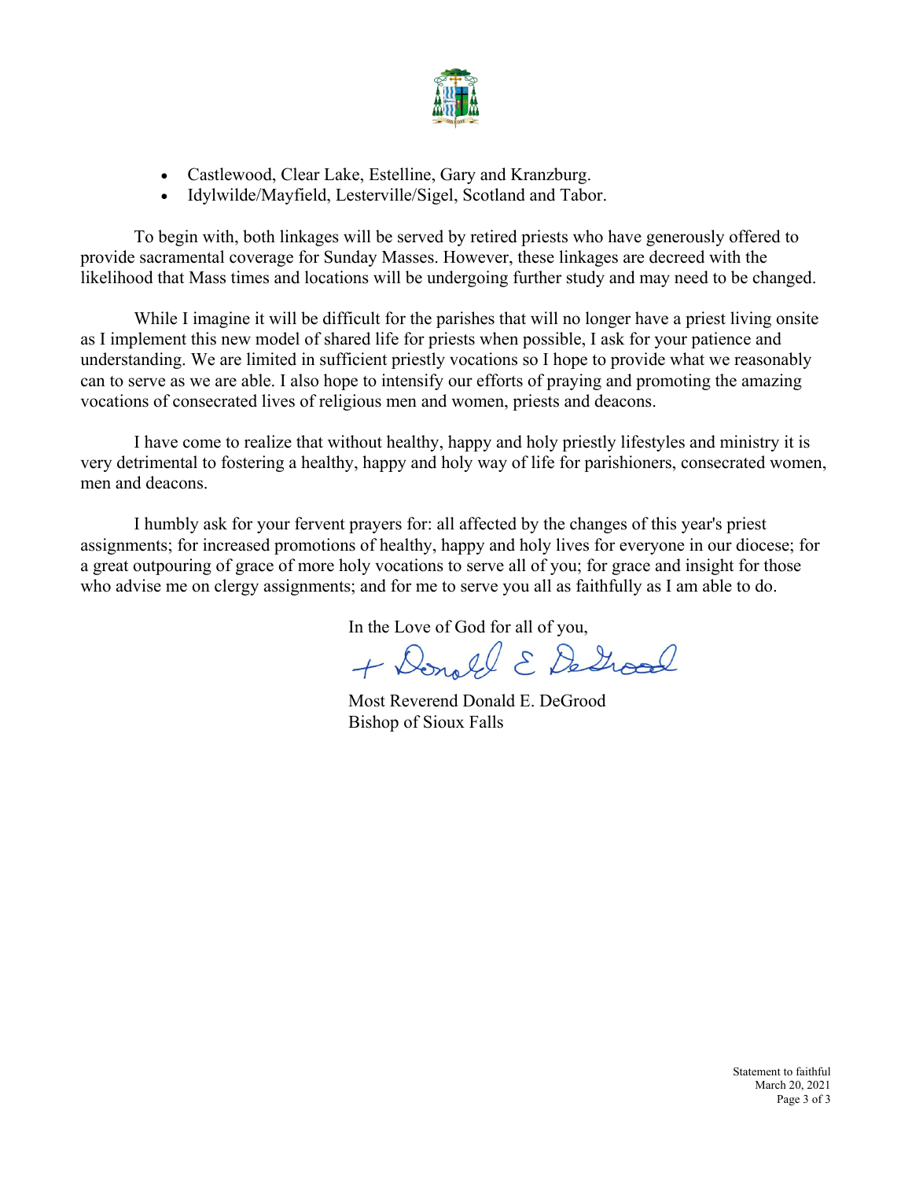- Castlewood, Clear Lake, Estelline, Gary and Kranzburg.
- Idylwilde/Mayfield, Lesterville/Sigel, Scotland and Tabor.

To begin with, both linkages will be served by retired priests who have generously offered to provide sacramental coverage for Sunday Masses. However, these linkages are decreed with the likelihood that Mass times and locations will be undergoing further study and may need to be changed.

While I imagine it will be difficult for the parishes that will no longer have a priest living onsite as I implement this new model of shared life for priests when possible, I ask for your patience and understanding. We are limited in sufficient priestly vocations so I hope to provide what we reasonably can to serve as we are able. I also hope to intensify our efforts of praying and promoting the amazing vocations of consecrated lives of religious men and women, priests and deacons.

I have come to realize that without healthy, happy and holy priestly lifestyles and ministry it is very detrimental to fostering a healthy, happy and holy way of life for parishioners, consecrated women, men and deacons.

I humbly ask for your fervent prayers for: all affected by the changes of this year's priest assignments; for increased promotions of healthy, happy and holy lives for everyone in our diocese; for a great outpouring of grace of more holy vocations to serve all of you; for grace and insight for those who advise me on clergy assignments; and for me to serve you all as faithfully as I am able to do.

In the Love of God for all of you,

+ Donald E DeGrood

Most Reverend Donald E. DeGrood
Bishop of Sioux Falls

Statement to faithful
March 20, 2021